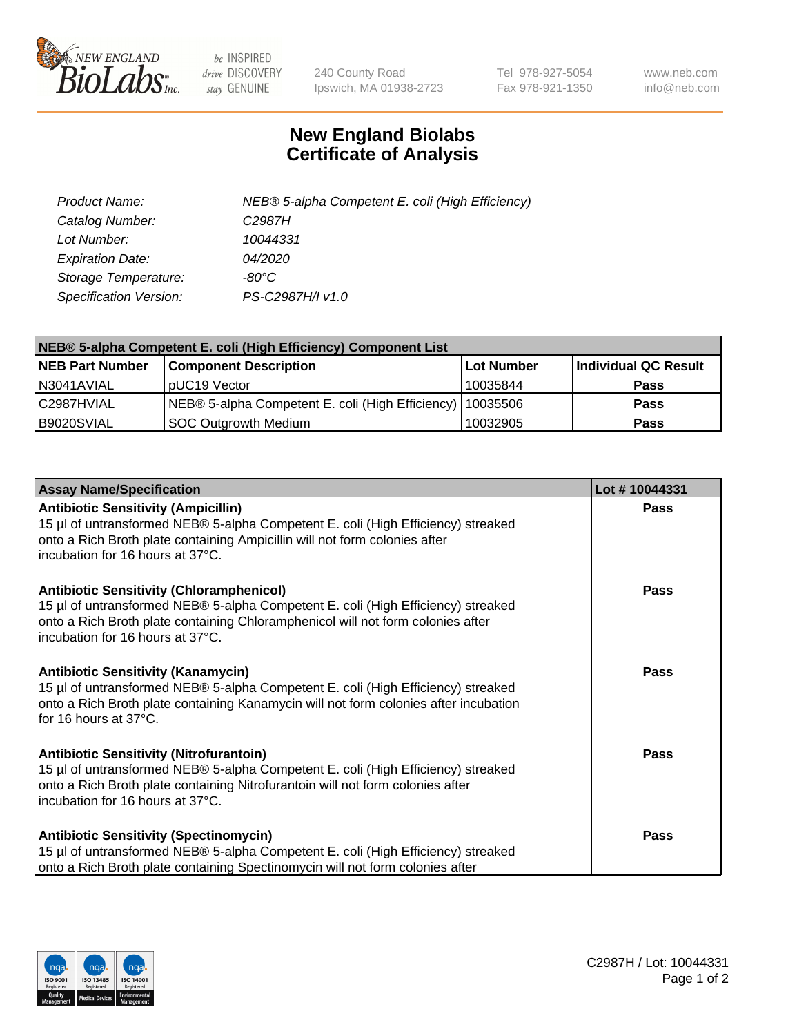# New England Biolabs Certificate of Analysis

| | |
|---|---|
| *Product Name:* | *NEB® 5-alpha Competent E. coli (High Efficiency)* |
| *Catalog Number:* | *C2987H* |
| *Lot Number:* | *10044331* |
| *Expiration Date:* | *04/2020* |
| *Storage Temperature:* | *-80°C* |
| *Specification Version:* | *PS-C2987H/I v1.0* |

| NEB® 5-alpha Competent E. coli (High Efficiency) Component List | | | |
|---|---|---|---|
| **NEB Part Number** | **Component Description** | **Lot Number** | **Individual QC Result** |
| N3041AVIAL | pUC19 Vector | 10035844 | **Pass** |
| C2987HVIAL | NEB® 5-alpha Competent E. coli (High Efficiency) | 10035506 | **Pass** |
| B9020SVIAL | SOC Outgrowth Medium | 10032905 | **Pass** |

| Assay Name/Specification | Lot # 10044331 |
|---|---|
| **Antibiotic Sensitivity (Ampicillin)**<br>15 µl of untransformed NEB® 5-alpha Competent E. coli (High Efficiency) streaked onto a Rich Broth plate containing Ampicillin will not form colonies after incubation for 16 hours at 37°C. | **Pass** |
| **Antibiotic Sensitivity (Chloramphenicol)**<br>15 µl of untransformed NEB® 5-alpha Competent E. coli (High Efficiency) streaked onto a Rich Broth plate containing Chloramphenicol will not form colonies after incubation for 16 hours at 37°C. | **Pass** |
| **Antibiotic Sensitivity (Kanamycin)**<br>15 µl of untransformed NEB® 5-alpha Competent E. coli (High Efficiency) streaked onto a Rich Broth plate containing Kanamycin will not form colonies after incubation for 16 hours at 37°C. | **Pass** |
| **Antibiotic Sensitivity (Nitrofurantoin)**<br>15 µl of untransformed NEB® 5-alpha Competent E. coli (High Efficiency) streaked onto a Rich Broth plate containing Nitrofurantoin will not form colonies after incubation for 16 hours at 37°C. | **Pass** |
| **Antibiotic Sensitivity (Spectinomycin)**<br>15 µl of untransformed NEB® 5-alpha Competent E. coli (High Efficiency) streaked onto a Rich Broth plate containing Spectinomycin will not form colonies after | **Pass** |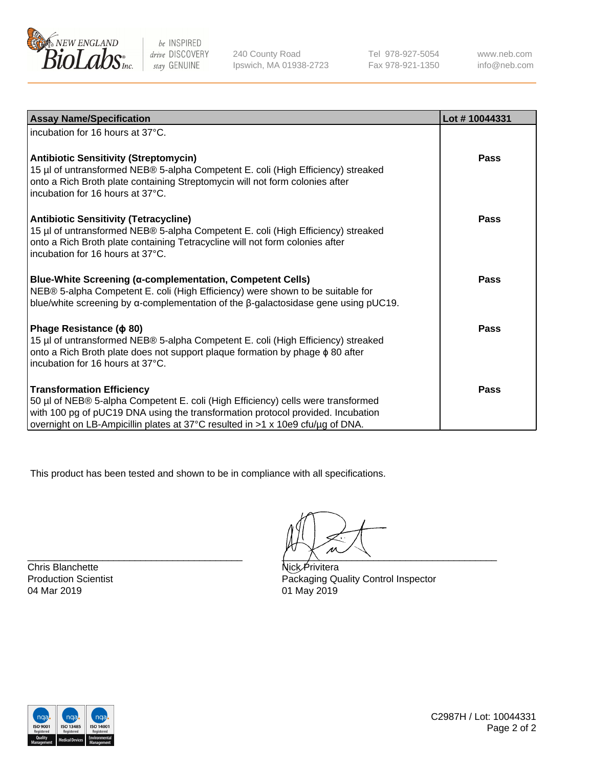| Assay Name/Specification | Lot # 10044331 |
|---|---|
| incubation for 16 hours at 37°C. | |
| **Antibiotic Sensitivity (Streptomycin)**<br>15 µl of untransformed NEB® 5-alpha Competent E. coli (High Efficiency) streaked onto a Rich Broth plate containing Streptomycin will not form colonies after incubation for 16 hours at 37°C. | **Pass** |
| **Antibiotic Sensitivity (Tetracycline)**<br>15 µl of untransformed NEB® 5-alpha Competent E. coli (High Efficiency) streaked onto a Rich Broth plate containing Tetracycline will not form colonies after incubation for 16 hours at 37°C. | **Pass** |
| **Blue-White Screening (α-complementation, Competent Cells)**<br>NEB® 5-alpha Competent E. coli (High Efficiency) were shown to be suitable for blue/white screening by α-complementation of the β-galactosidase gene using pUC19. | **Pass** |
| **Phage Resistance (ϕ 80)**<br>15 µl of untransformed NEB® 5-alpha Competent E. coli (High Efficiency) streaked onto a Rich Broth plate does not support plaque formation by phage ϕ 80 after incubation for 16 hours at 37°C. | **Pass** |
| **Transformation Efficiency**<br>50 µl of NEB® 5-alpha Competent E. coli (High Efficiency) cells were transformed with 100 pg of pUC19 DNA using the transformation protocol provided. Incubation overnight on LB-Ampicillin plates at 37°C resulted in >1 x 10e9 cfu/µg of DNA. | **Pass** |

This product has been tested and shown to be in compliance with all specifications.

Chris Blanchette
Production Scientist
04 Mar 2019

Nick Privitera
Packaging Quality Control Inspector
01 May 2019

C2987H / Lot: 10044331